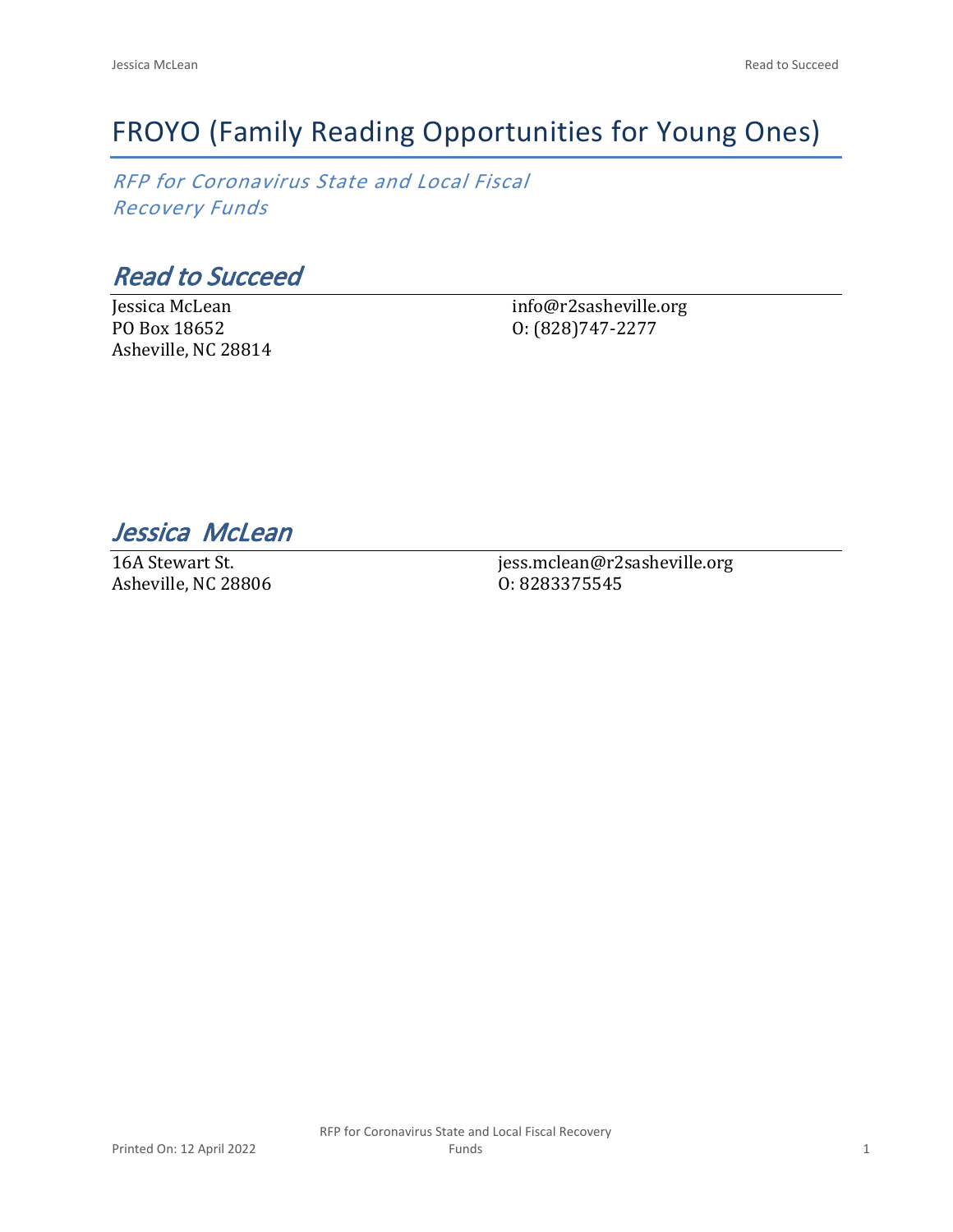# FROYO (Family Reading Opportunities for Young Ones)

*RFP for Coronavirus State and Local Fiscal Recovery Funds*

## *Read to Succeed*

Jessica McLean
PO Box 18652
Asheville, NC 28814

info@r2sasheville.org
O: (828)747-2277

## *Jessica McLean*

16A Stewart St.
Asheville, NC 28806

jess.mclean@r2sasheville.org
O: 8283375545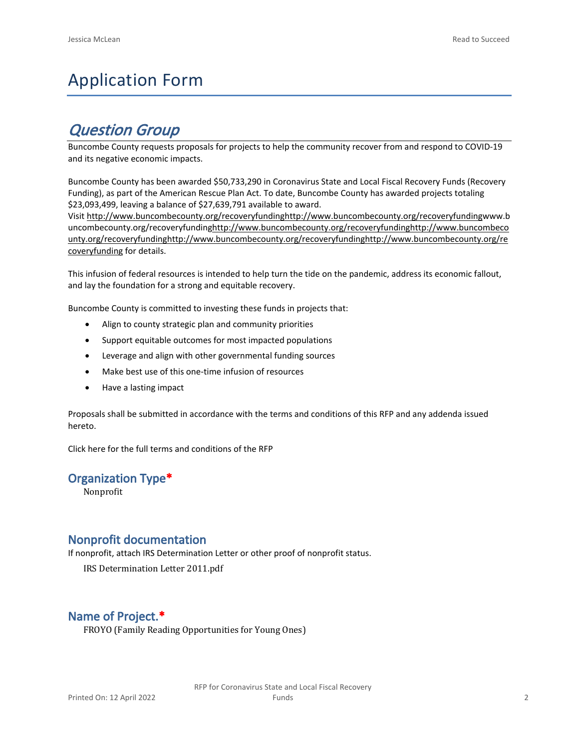# Application Form

## *Question Group*

Buncombe County requests proposals for projects to help the community recover from and respond to COVID-19 and its negative economic impacts.

Buncombe County has been awarded $50,733,290 in Coronavirus State and Local Fiscal Recovery Funds (Recovery Funding), as part of the American Rescue Plan Act. To date, Buncombe County has awarded projects totaling $23,093,499, leaving a balance of $27,639,791 available to award.
Visit http://www.buncombecounty.org/recoveryfundinghttp://www.buncombecounty.org/recoveryfundingwww.buncombecounty.org/recoveryfundinghttp://www.buncombecounty.org/recoveryfundinghttp://www.buncombecounty.org/recoveryfundinghttp://www.buncombecounty.org/recoveryfundinghttp://www.buncombecounty.org/recoveryfunding for details.

This infusion of federal resources is intended to help turn the tide on the pandemic, address its economic fallout, and lay the foundation for a strong and equitable recovery.

Buncombe County is committed to investing these funds in projects that:

- Align to county strategic plan and community priorities
- Support equitable outcomes for most impacted populations
- Leverage and align with other governmental funding sources
- Make best use of this one-time infusion of resources
- Have a lasting impact

Proposals shall be submitted in accordance with the terms and conditions of this RFP and any addenda issued hereto.

Click here for the full terms and conditions of the RFP

### Organization Type*

Nonprofit

### Nonprofit documentation

If nonprofit, attach IRS Determination Letter or other proof of nonprofit status.

IRS Determination Letter 2011.pdf

### Name of Project.*

FROYO (Family Reading Opportunities for Young Ones)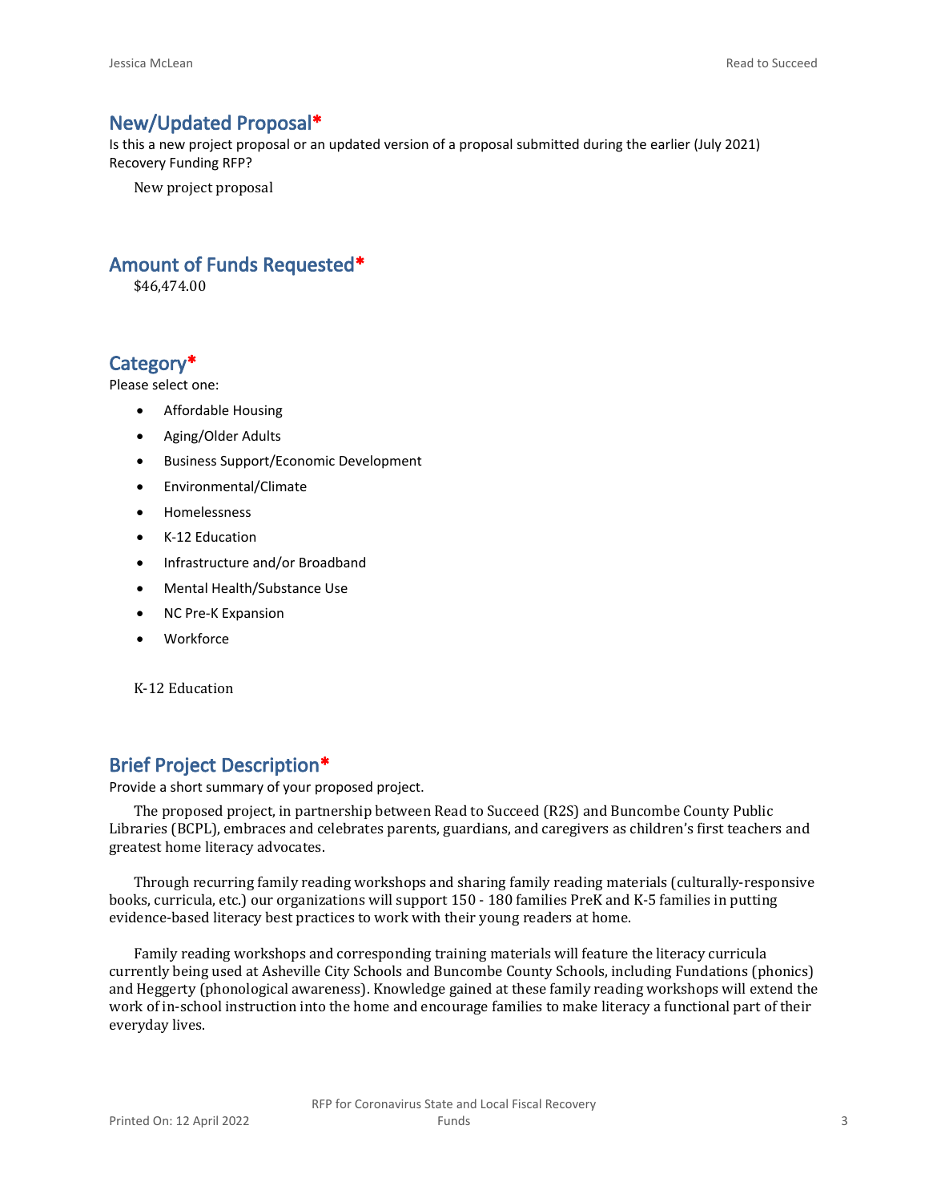## New/Updated Proposal*

Is this a new project proposal or an updated version of a proposal submitted during the earlier (July 2021) Recovery Funding RFP?

New project proposal

## Amount of Funds Requested*

$46,474.00

## Category*

Please select one:

- Affordable Housing
- Aging/Older Adults
- Business Support/Economic Development
- Environmental/Climate
- Homelessness
- K-12 Education
- Infrastructure and/or Broadband
- Mental Health/Substance Use
- NC Pre-K Expansion
- Workforce

K-12 Education

## Brief Project Description*

Provide a short summary of your proposed project.

The proposed project, in partnership between Read to Succeed (R2S) and Buncombe County Public Libraries (BCPL), embraces and celebrates parents, guardians, and caregivers as children's first teachers and greatest home literacy advocates.

Through recurring family reading workshops and sharing family reading materials (culturally-responsive books, curricula, etc.) our organizations will support 150 - 180 families PreK and K-5 families in putting evidence-based literacy best practices to work with their young readers at home.

Family reading workshops and corresponding training materials will feature the literacy curricula currently being used at Asheville City Schools and Buncombe County Schools, including Fundations (phonics) and Heggerty (phonological awareness). Knowledge gained at these family reading workshops will extend the work of in-school instruction into the home and encourage families to make literacy a functional part of their everyday lives.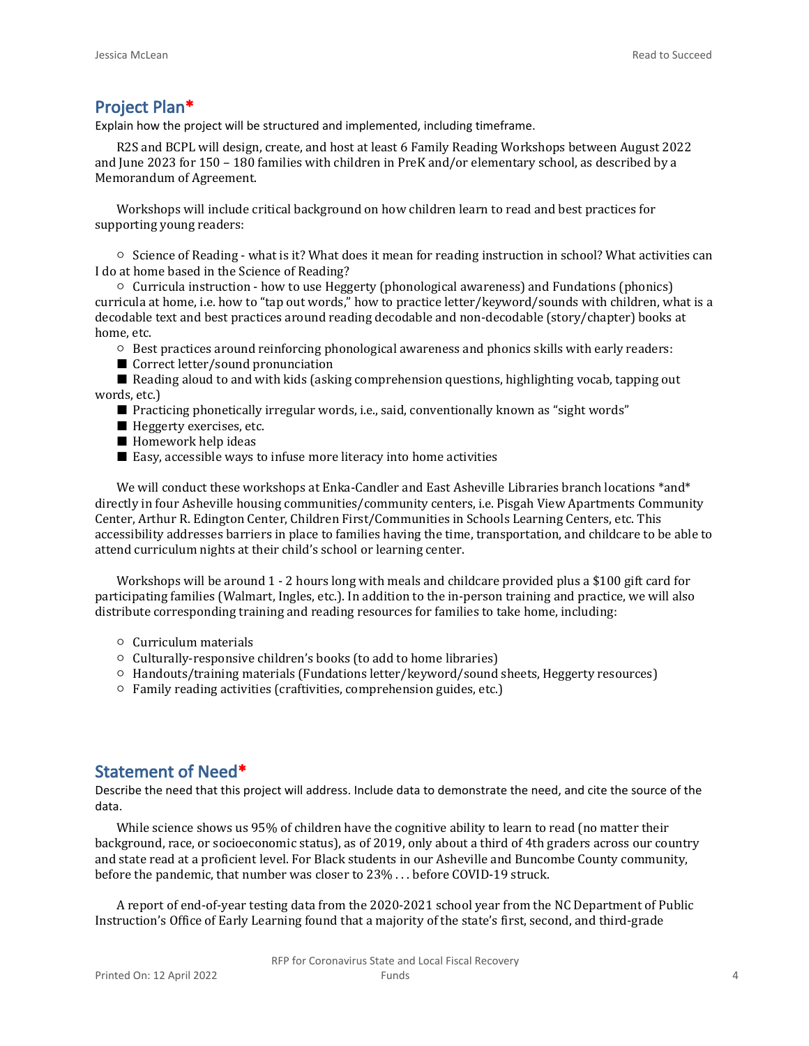## Project Plan*

Explain how the project will be structured and implemented, including timeframe.

R2S and BCPL will design, create, and host at least 6 Family Reading Workshops between August 2022 and June 2023 for 150 – 180 families with children in PreK and/or elementary school, as described by a Memorandum of Agreement.

Workshops will include critical background on how children learn to read and best practices for supporting young readers:

- Science of Reading - what is it? What does it mean for reading instruction in school? What activities can I do at home based in the Science of Reading?
- Curricula instruction - how to use Heggerty (phonological awareness) and Fundations (phonics) curricula at home, i.e. how to "tap out words," how to practice letter/keyword/sounds with children, what is a decodable text and best practices around reading decodable and non-decodable (story/chapter) books at home, etc.
- Best practices around reinforcing phonological awareness and phonics skills with early readers:
  - Correct letter/sound pronunciation
  - Reading aloud to and with kids (asking comprehension questions, highlighting vocab, tapping out words, etc.)
  - Practicing phonetically irregular words, i.e., said, conventionally known as "sight words"
  - Heggerty exercises, etc.
  - Homework help ideas
  - Easy, accessible ways to infuse more literacy into home activities

We will conduct these workshops at Enka-Candler and East Asheville Libraries branch locations *and* directly in four Asheville housing communities/community centers, i.e. Pisgah View Apartments Community Center, Arthur R. Edington Center, Children First/Communities in Schools Learning Centers, etc. This accessibility addresses barriers in place to families having the time, transportation, and childcare to be able to attend curriculum nights at their child's school or learning center.

Workshops will be around 1 - 2 hours long with meals and childcare provided plus a $100 gift card for participating families (Walmart, Ingles, etc.). In addition to the in-person training and practice, we will also distribute corresponding training and reading resources for families to take home, including:

- Curriculum materials
- Culturally-responsive children's books (to add to home libraries)
- Handouts/training materials (Fundations letter/keyword/sound sheets, Heggerty resources)
- Family reading activities (craftivities, comprehension guides, etc.)

## Statement of Need*

Describe the need that this project will address. Include data to demonstrate the need, and cite the source of the data.

While science shows us 95% of children have the cognitive ability to learn to read (no matter their background, race, or socioeconomic status), as of 2019, only about a third of 4th graders across our country and state read at a proficient level. For Black students in our Asheville and Buncombe County community, before the pandemic, that number was closer to 23% . . . before COVID-19 struck.

A report of end-of-year testing data from the 2020-2021 school year from the NC Department of Public Instruction's Office of Early Learning found that a majority of the state's first, second, and third-grade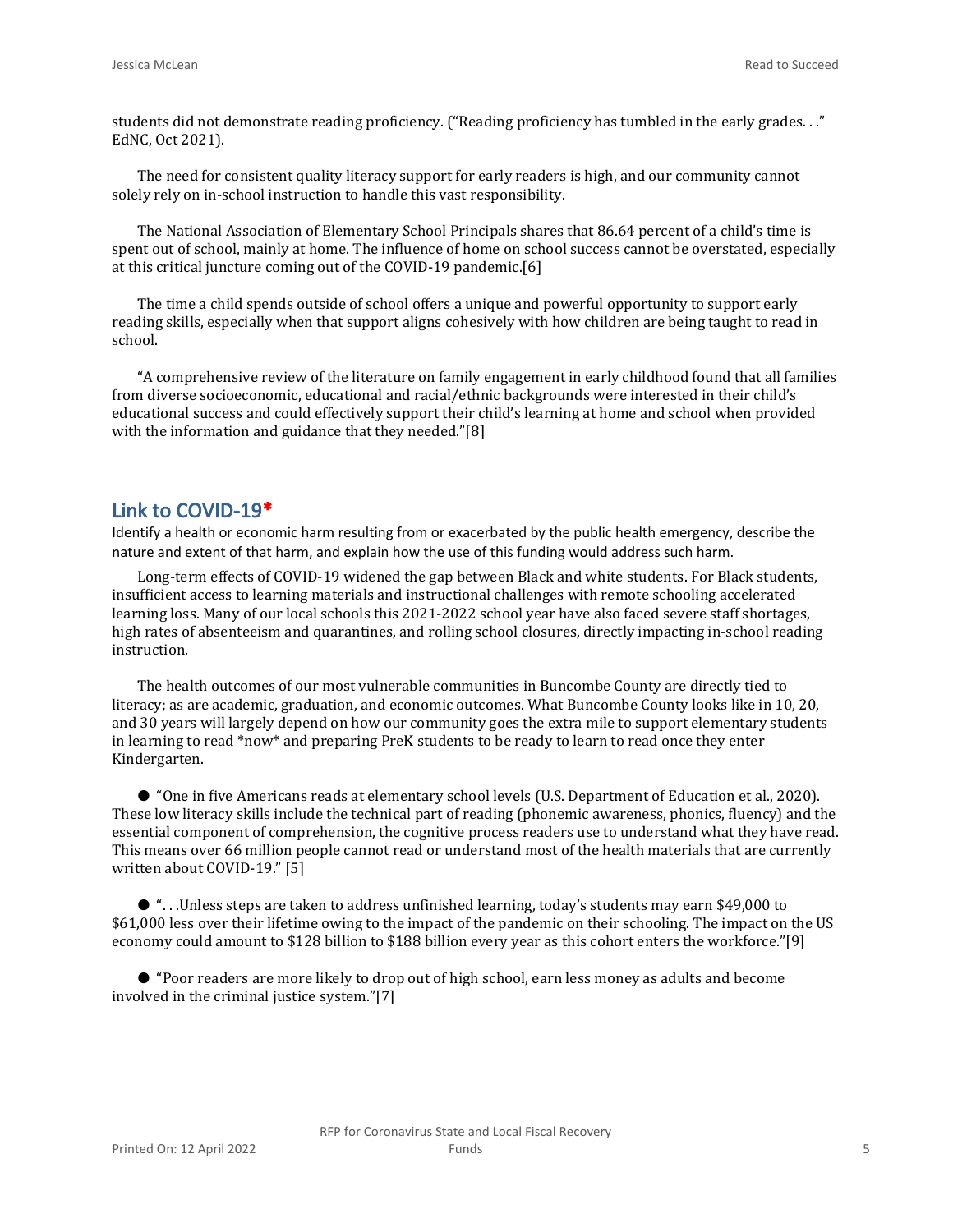students did not demonstrate reading proficiency. ("Reading proficiency has tumbled in the early grades. . ." EdNC, Oct 2021).

The need for consistent quality literacy support for early readers is high, and our community cannot solely rely on in-school instruction to handle this vast responsibility.

The National Association of Elementary School Principals shares that 86.64 percent of a child's time is spent out of school, mainly at home. The influence of home on school success cannot be overstated, especially at this critical juncture coming out of the COVID-19 pandemic.[6]

The time a child spends outside of school offers a unique and powerful opportunity to support early reading skills, especially when that support aligns cohesively with how children are being taught to read in school.

"A comprehensive review of the literature on family engagement in early childhood found that all families from diverse socioeconomic, educational and racial/ethnic backgrounds were interested in their child's educational success and could effectively support their child's learning at home and school when provided with the information and guidance that they needed."[8]

## Link to COVID-19*

Identify a health or economic harm resulting from or exacerbated by the public health emergency, describe the nature and extent of that harm, and explain how the use of this funding would address such harm.

Long-term effects of COVID-19 widened the gap between Black and white students. For Black students, insufficient access to learning materials and instructional challenges with remote schooling accelerated learning loss. Many of our local schools this 2021-2022 school year have also faced severe staff shortages, high rates of absenteeism and quarantines, and rolling school closures, directly impacting in-school reading instruction.

The health outcomes of our most vulnerable communities in Buncombe County are directly tied to literacy; as are academic, graduation, and economic outcomes. What Buncombe County looks like in 10, 20, and 30 years will largely depend on how our community goes the extra mile to support elementary students in learning to read *now* and preparing PreK students to be ready to learn to read once they enter Kindergarten.

- "One in five Americans reads at elementary school levels (U.S. Department of Education et al., 2020). These low literacy skills include the technical part of reading (phonemic awareness, phonics, fluency) and the essential component of comprehension, the cognitive process readers use to understand what they have read. This means over 66 million people cannot read or understand most of the health materials that are currently written about COVID-19." [5]

- ". . .Unless steps are taken to address unfinished learning, today's students may earn $49,000 to $61,000 less over their lifetime owing to the impact of the pandemic on their schooling. The impact on the US economy could amount to $128 billion to $188 billion every year as this cohort enters the workforce."[9]

- "Poor readers are more likely to drop out of high school, earn less money as adults and become involved in the criminal justice system."[7]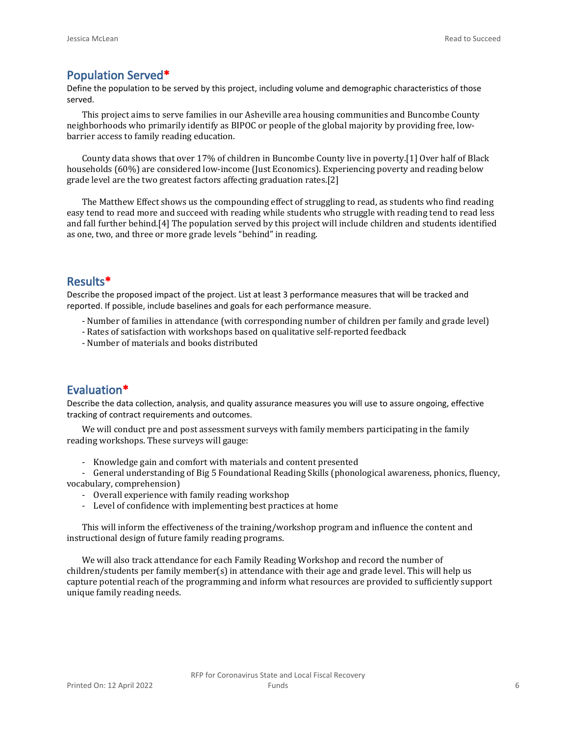## Population Served*

Define the population to be served by this project, including volume and demographic characteristics of those served.

This project aims to serve families in our Asheville area housing communities and Buncombe County neighborhoods who primarily identify as BIPOC or people of the global majority by providing free, low-barrier access to family reading education.

County data shows that over 17% of children in Buncombe County live in poverty.[1] Over half of Black households (60%) are considered low-income (Just Economics). Experiencing poverty and reading below grade level are the two greatest factors affecting graduation rates.[2]

The Matthew Effect shows us the compounding effect of struggling to read, as students who find reading easy tend to read more and succeed with reading while students who struggle with reading tend to read less and fall further behind.[4] The population served by this project will include children and students identified as one, two, and three or more grade levels "behind" in reading.

## Results*

Describe the proposed impact of the project. List at least 3 performance measures that will be tracked and reported. If possible, include baselines and goals for each performance measure.

- Number of families in attendance (with corresponding number of children per family and grade level)
- Rates of satisfaction with workshops based on qualitative self-reported feedback
- Number of materials and books distributed

## Evaluation*

Describe the data collection, analysis, and quality assurance measures you will use to assure ongoing, effective tracking of contract requirements and outcomes.

We will conduct pre and post assessment surveys with family members participating in the family reading workshops. These surveys will gauge:

- Knowledge gain and comfort with materials and content presented
- General understanding of Big 5 Foundational Reading Skills (phonological awareness, phonics, fluency, vocabulary, comprehension)
- Overall experience with family reading workshop
- Level of confidence with implementing best practices at home

This will inform the effectiveness of the training/workshop program and influence the content and instructional design of future family reading programs.

We will also track attendance for each Family Reading Workshop and record the number of children/students per family member(s) in attendance with their age and grade level. This will help us capture potential reach of the programming and inform what resources are provided to sufficiently support unique family reading needs.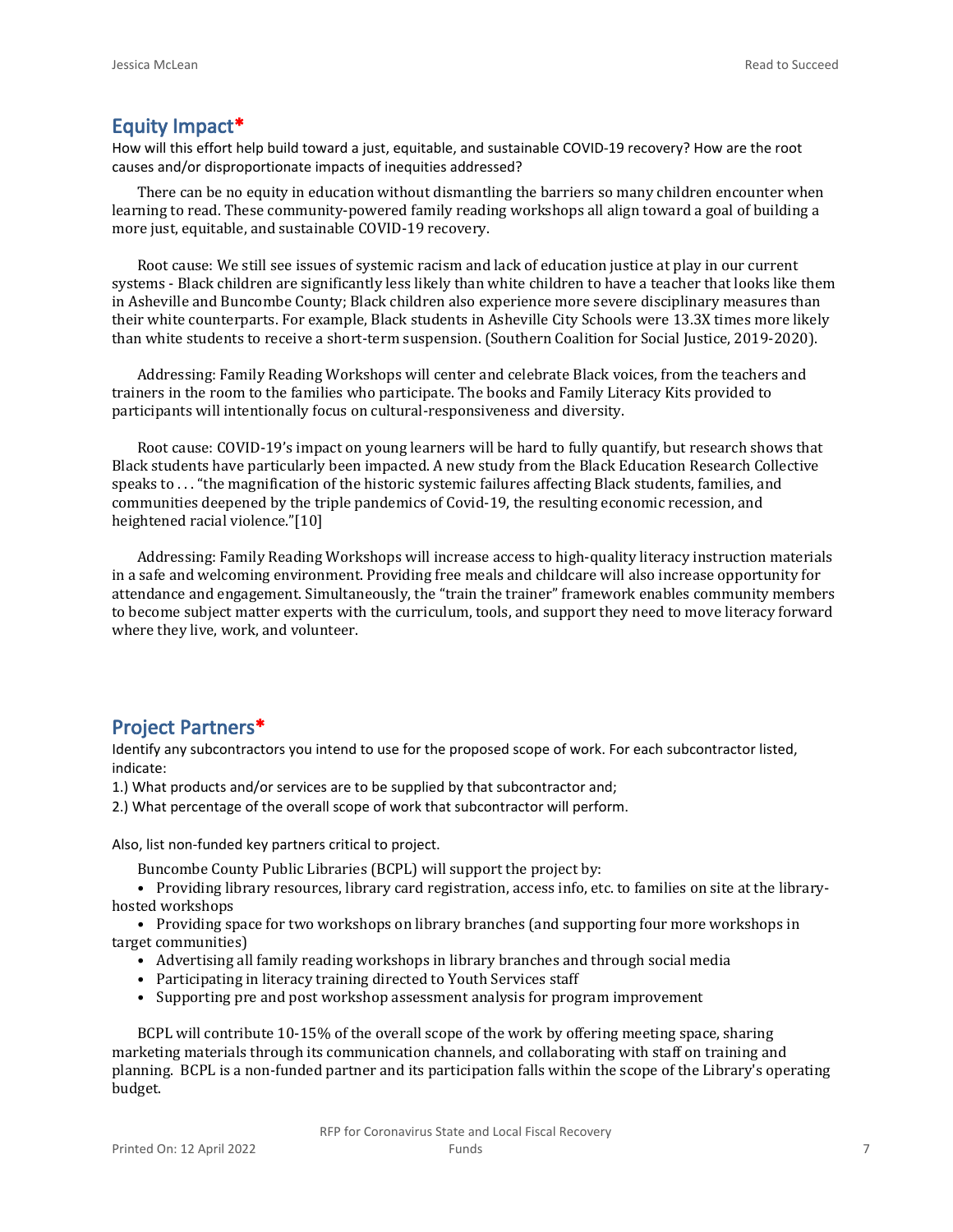## Equity Impact*

How will this effort help build toward a just, equitable, and sustainable COVID-19 recovery? How are the root causes and/or disproportionate impacts of inequities addressed?

There can be no equity in education without dismantling the barriers so many children encounter when learning to read. These community-powered family reading workshops all align toward a goal of building a more just, equitable, and sustainable COVID-19 recovery.

Root cause: We still see issues of systemic racism and lack of education justice at play in our current systems - Black children are significantly less likely than white children to have a teacher that looks like them in Asheville and Buncombe County; Black children also experience more severe disciplinary measures than their white counterparts. For example, Black students in Asheville City Schools were 13.3X times more likely than white students to receive a short-term suspension. (Southern Coalition for Social Justice, 2019-2020).

Addressing: Family Reading Workshops will center and celebrate Black voices, from the teachers and trainers in the room to the families who participate. The books and Family Literacy Kits provided to participants will intentionally focus on cultural-responsiveness and diversity.

Root cause: COVID-19's impact on young learners will be hard to fully quantify, but research shows that Black students have particularly been impacted. A new study from the Black Education Research Collective speaks to . . . "the magnification of the historic systemic failures affecting Black students, families, and communities deepened by the triple pandemics of Covid-19, the resulting economic recession, and heightened racial violence."[10]

Addressing: Family Reading Workshops will increase access to high-quality literacy instruction materials in a safe and welcoming environment. Providing free meals and childcare will also increase opportunity for attendance and engagement. Simultaneously, the "train the trainer" framework enables community members to become subject matter experts with the curriculum, tools, and support they need to move literacy forward where they live, work, and volunteer.

## Project Partners*

Identify any subcontractors you intend to use for the proposed scope of work. For each subcontractor listed, indicate:

1.) What products and/or services are to be supplied by that subcontractor and;

2.) What percentage of the overall scope of work that subcontractor will perform.

Also, list non-funded key partners critical to project.

Buncombe County Public Libraries (BCPL) will support the project by:

- Providing library resources, library card registration, access info, etc. to families on site at the library-hosted workshops
- Providing space for two workshops on library branches (and supporting four more workshops in target communities)
- Advertising all family reading workshops in library branches and through social media
- Participating in literacy training directed to Youth Services staff
- Supporting pre and post workshop assessment analysis for program improvement

BCPL will contribute 10-15% of the overall scope of the work by offering meeting space, sharing marketing materials through its communication channels, and collaborating with staff on training and planning. BCPL is a non-funded partner and its participation falls within the scope of the Library's operating budget.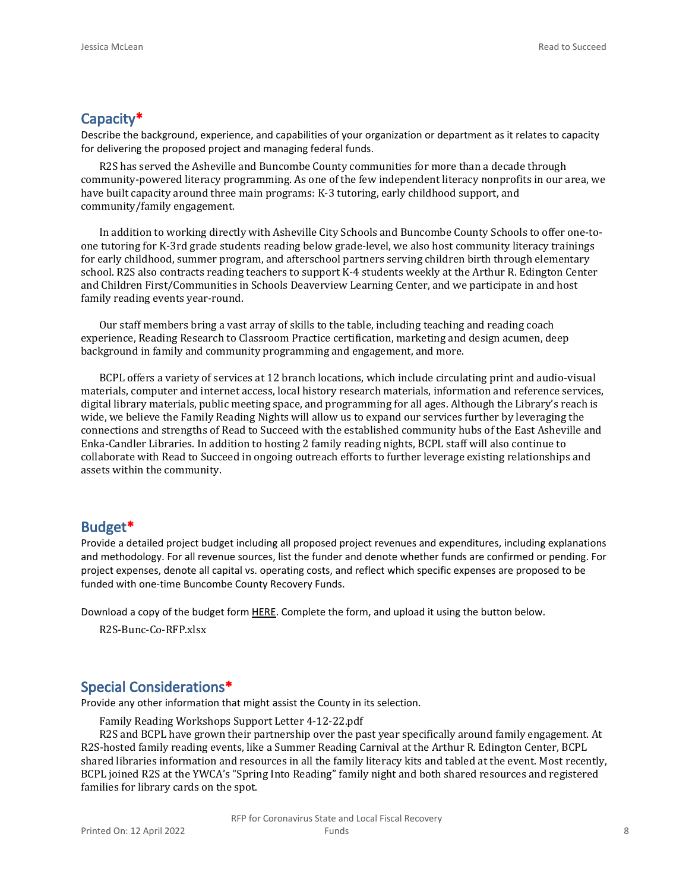## Capacity*

Describe the background, experience, and capabilities of your organization or department as it relates to capacity for delivering the proposed project and managing federal funds.

R2S has served the Asheville and Buncombe County communities for more than a decade through community-powered literacy programming. As one of the few independent literacy nonprofits in our area, we have built capacity around three main programs: K-3 tutoring, early childhood support, and community/family engagement.

In addition to working directly with Asheville City Schools and Buncombe County Schools to offer one-to-one tutoring for K-3rd grade students reading below grade-level, we also host community literacy trainings for early childhood, summer program, and afterschool partners serving children birth through elementary school. R2S also contracts reading teachers to support K-4 students weekly at the Arthur R. Edington Center and Children First/Communities in Schools Deaverview Learning Center, and we participate in and host family reading events year-round.

Our staff members bring a vast array of skills to the table, including teaching and reading coach experience, Reading Research to Classroom Practice certification, marketing and design acumen, deep background in family and community programming and engagement, and more.

BCPL offers a variety of services at 12 branch locations, which include circulating print and audio-visual materials, computer and internet access, local history research materials, information and reference services, digital library materials, public meeting space, and programming for all ages. Although the Library's reach is wide, we believe the Family Reading Nights will allow us to expand our services further by leveraging the connections and strengths of Read to Succeed with the established community hubs of the East Asheville and Enka-Candler Libraries. In addition to hosting 2 family reading nights, BCPL staff will also continue to collaborate with Read to Succeed in ongoing outreach efforts to further leverage existing relationships and assets within the community.

## Budget*

Provide a detailed project budget including all proposed project revenues and expenditures, including explanations and methodology. For all revenue sources, list the funder and denote whether funds are confirmed or pending. For project expenses, denote all capital vs. operating costs, and reflect which specific expenses are proposed to be funded with one-time Buncombe County Recovery Funds.

Download a copy of the budget form HERE. Complete the form, and upload it using the button below.

R2S-Bunc-Co-RFP.xlsx

## Special Considerations*

Provide any other information that might assist the County in its selection.

Family Reading Workshops Support Letter 4-12-22.pdf

R2S and BCPL have grown their partnership over the past year specifically around family engagement. At R2S-hosted family reading events, like a Summer Reading Carnival at the Arthur R. Edington Center, BCPL shared libraries information and resources in all the family literacy kits and tabled at the event. Most recently, BCPL joined R2S at the YWCA's "Spring Into Reading" family night and both shared resources and registered families for library cards on the spot.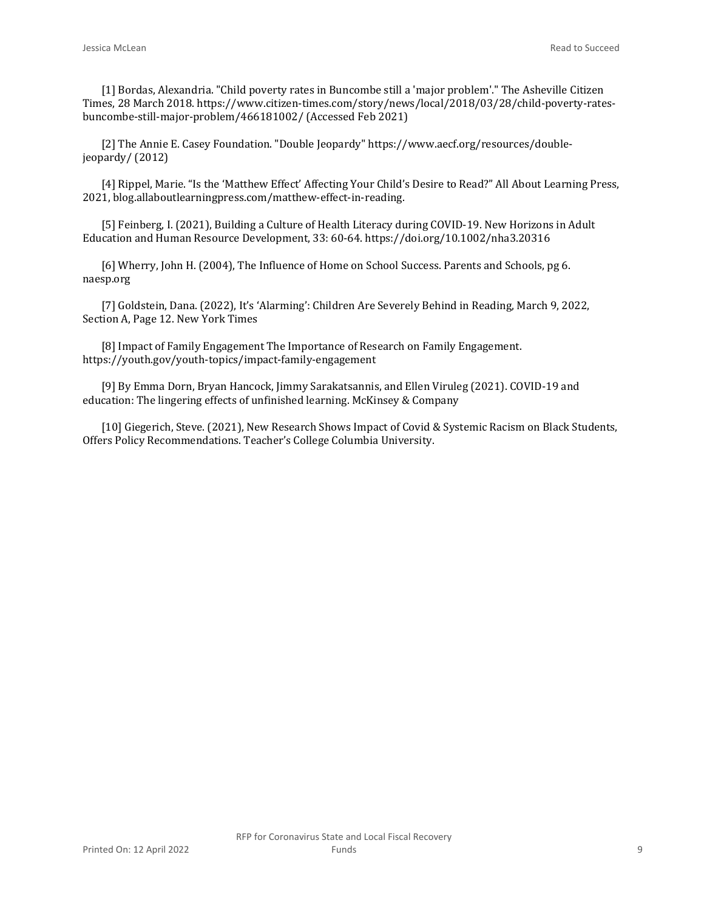[1] Bordas, Alexandria. "Child poverty rates in Buncombe still a 'major problem'." The Asheville Citizen Times, 28 March 2018. https://www.citizen-times.com/story/news/local/2018/03/28/child-poverty-rates-buncombe-still-major-problem/466181002/ (Accessed Feb 2021)

[2] The Annie E. Casey Foundation. "Double Jeopardy" https://www.aecf.org/resources/double-jeopardy/ (2012)

[4] Rippel, Marie. "Is the 'Matthew Effect' Affecting Your Child's Desire to Read?" All About Learning Press, 2021, blog.allaboutlearningpress.com/matthew-effect-in-reading.

[5] Feinberg, I. (2021), Building a Culture of Health Literacy during COVID-19. New Horizons in Adult Education and Human Resource Development, 33: 60-64. https://doi.org/10.1002/nha3.20316

[6] Wherry, John H. (2004), The Influence of Home on School Success. Parents and Schools, pg 6. naesp.org

[7] Goldstein, Dana. (2022), It's 'Alarming': Children Are Severely Behind in Reading, March 9, 2022, Section A, Page 12. New York Times

[8] Impact of Family Engagement The Importance of Research on Family Engagement. https://youth.gov/youth-topics/impact-family-engagement

[9] By Emma Dorn, Bryan Hancock, Jimmy Sarakatsannis, and Ellen Viruleg (2021). COVID-19 and education: The lingering effects of unfinished learning. McKinsey & Company

[10] Giegerich, Steve. (2021), New Research Shows Impact of Covid & Systemic Racism on Black Students, Offers Policy Recommendations. Teacher's College Columbia University.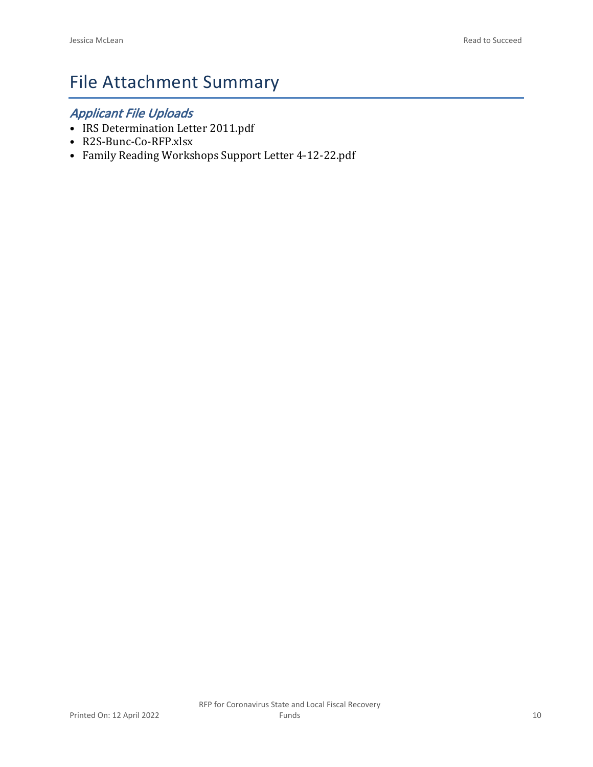# File Attachment Summary

## *Applicant File Uploads*

- IRS Determination Letter 2011.pdf
- R2S-Bunc-Co-RFP.xlsx
- Family Reading Workshops Support Letter 4-12-22.pdf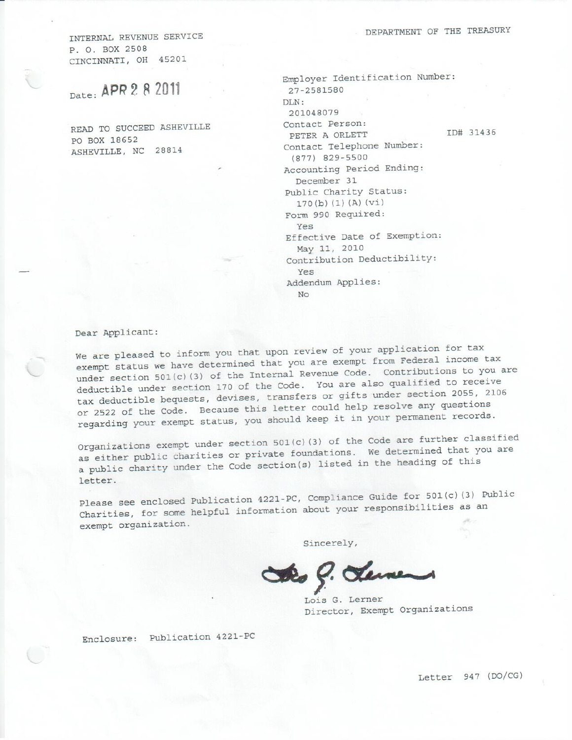INTERNAL REVENUE SERVICE
P. O. BOX 2508
CINCINNATI, OH 45201

DEPARTMENT OF THE TREASURY

Date: APR 2 8 2011

READ TO SUCCEED ASHEVILLE
PO BOX 18652
ASHEVILLE, NC 28814

Employer Identification Number:
27-2581580
DLN:
201048079
Contact Person:
PETER A ORLETT ID# 31436
Contact Telephone Number:
(877) 829-5500
Accounting Period Ending:
December 31
Public Charity Status:
170(b)(1)(A)(vi)
Form 990 Required:
Yes
Effective Date of Exemption:
May 11, 2010
Contribution Deductibility:
Yes
Addendum Applies:
No

Dear Applicant:

We are pleased to inform you that upon review of your application for tax exempt status we have determined that you are exempt from Federal income tax under section 501(c)(3) of the Internal Revenue Code. Contributions to you are deductible under section 170 of the Code. You are also qualified to receive tax deductible bequests, devises, transfers or gifts under section 2055, 2106 or 2522 of the Code. Because this letter could help resolve any questions regarding your exempt status, you should keep it in your permanent records.

Organizations exempt under section 501(c)(3) of the Code are further classified as either public charities or private foundations. We determined that you are a public charity under the Code section(s) listed in the heading of this letter.

Please see enclosed Publication 4221-PC, Compliance Guide for 501(c)(3) Public Charities, for some helpful information about your responsibilities as an exempt organization.

Sincerely,

Lois G. Lerner
Director, Exempt Organizations

Enclosure: Publication 4221-PC

Letter 947 (DO/CG)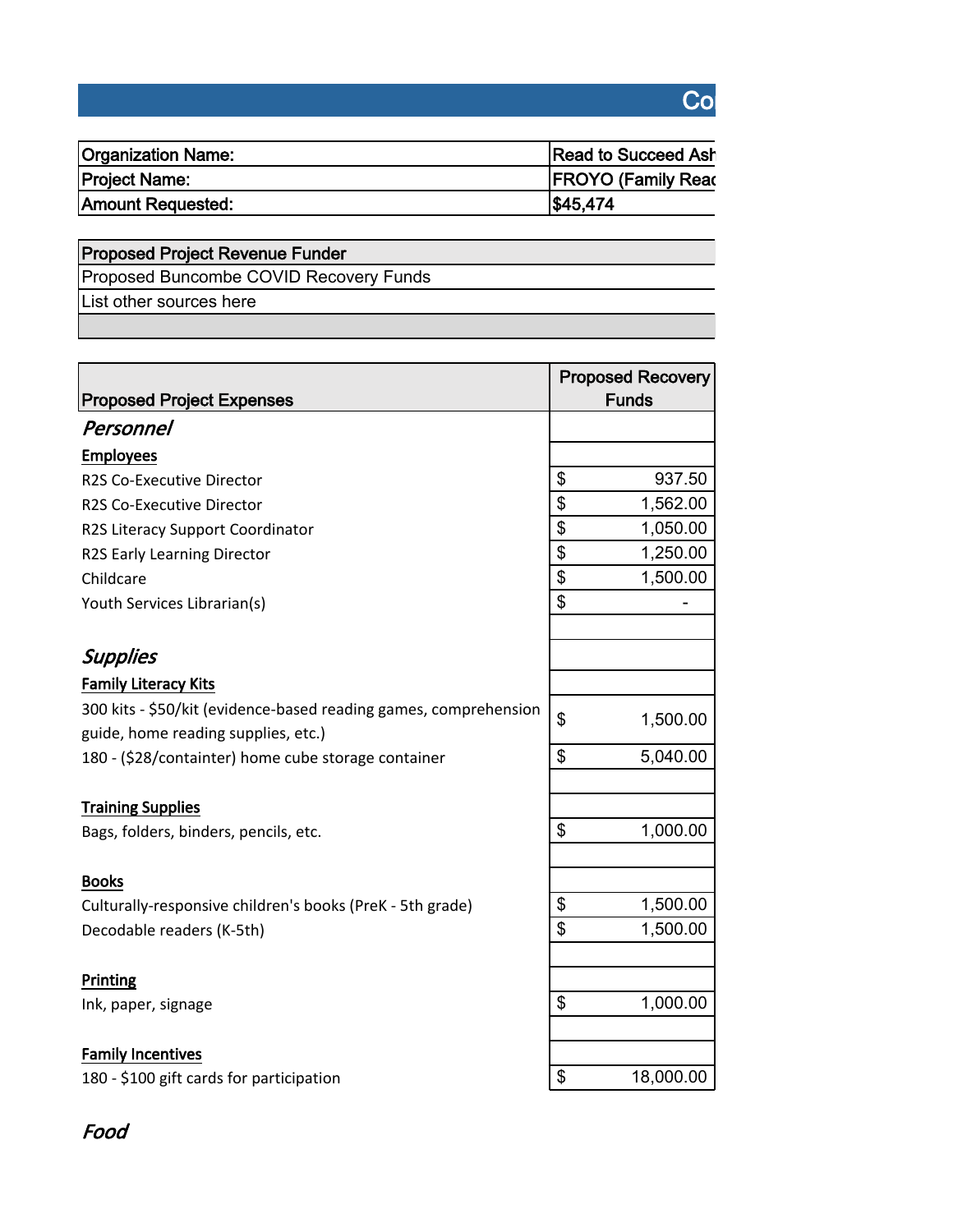# Co

| Organization Name: | Read to Succeed Ash |
|---|---|
| Project Name: | FROYO (Family Read |
| Amount Requested: | $45,474 |

| Proposed Project Revenue Funder |
|---|
| Proposed Buncombe COVID Recovery Funds |
| List other sources here |
| |

| Proposed Project Expenses | Proposed Recovery Funds |
|---|---|
| ***Personnel*** | |
| **Employees** | |
| R2S Co-Executive Director | $ 937.50 |
| R2S Co-Executive Director | $ 1,562.00 |
| R2S Literacy Support Coordinator | $ 1,050.00 |
| R2S Early Learning Director | $ 1,250.00 |
| Childcare | $ 1,500.00 |
| Youth Services Librarian(s) | $ - |
| | |
| ***Supplies*** | |
| **Family Literacy Kits** | |
| 300 kits - $50/kit (evidence-based reading games, comprehension guide, home reading supplies, etc.) | $ 1,500.00 |
| 180 - ($28/containter) home cube storage container | $ 5,040.00 |
| | |
| **Training Supplies** | |
| Bags, folders, binders, pencils, etc. | $ 1,000.00 |
| | |
| **Books** | |
| Culturally-responsive children's books (PreK - 5th grade) | $ 1,500.00 |
| Decodable readers (K-5th) | $ 1,500.00 |
| | |
| **Printing** | |
| Ink, paper, signage | $ 1,000.00 |
| | |
| **Family Incentives** | |
| 180 - $100 gift cards for participation | $ 18,000.00 |

***Food***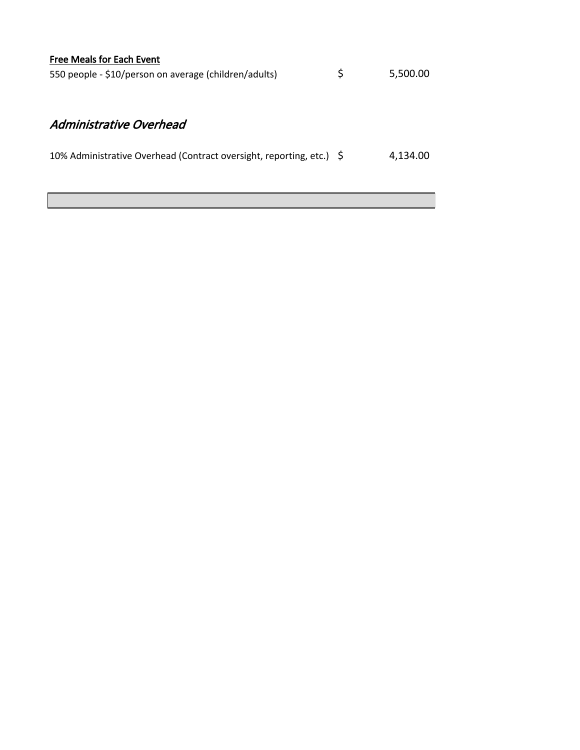<u>**Free Meals for Each Event**</u>

| | | |
|---|---|---|
| 550 people - $10/person on average (children/adults) | $ | 5,500.00 |

## *Administrative Overhead*

| | | |
|---|---|---|
| 10% Administrative Overhead (Contract oversight, reporting, etc.) | $ | 4,134.00 |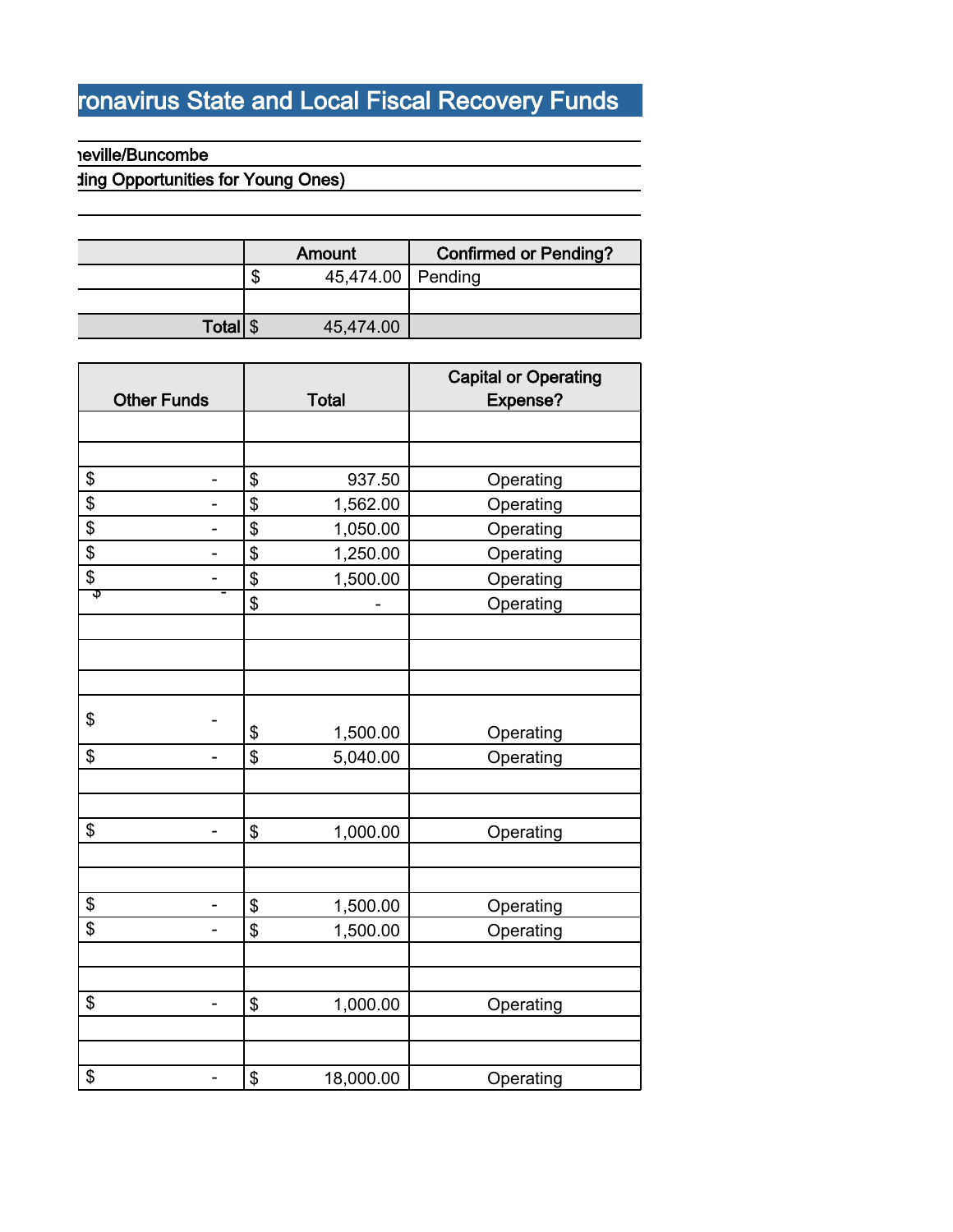## ronavirus State and Local Fiscal Recovery Funds

neville/Buncombe

ding Opportunities for Young Ones)

| | Amount | Confirmed or Pending? |
|---|---|---|
| | $ 45,474.00 | Pending |
| | | |
| Total | $ 45,474.00 | |

| Other Funds | Total | Capital or Operating Expense? |
|---|---|---|
| | | |
| | | |
| $ - | $ 937.50 | Operating |
| $ - | $ 1,562.00 | Operating |
| $ - | $ 1,050.00 | Operating |
| $ - | $ 1,250.00 | Operating |
| $ - | $ 1,500.00 | Operating |
| $ - | $ - | Operating |
| | | |
| | | |
| | | |
| $ - | $ 1,500.00 | Operating |
| $ - | $ 5,040.00 | Operating |
| | | |
| | | |
| $ - | $ 1,000.00 | Operating |
| | | |
| | | |
| $ - | $ 1,500.00 | Operating |
| $ - | $ 1,500.00 | Operating |
| | | |
| | | |
| $ - | $ 1,000.00 | Operating |
| | | |
| | | |
| $ - | $ 18,000.00 | Operating |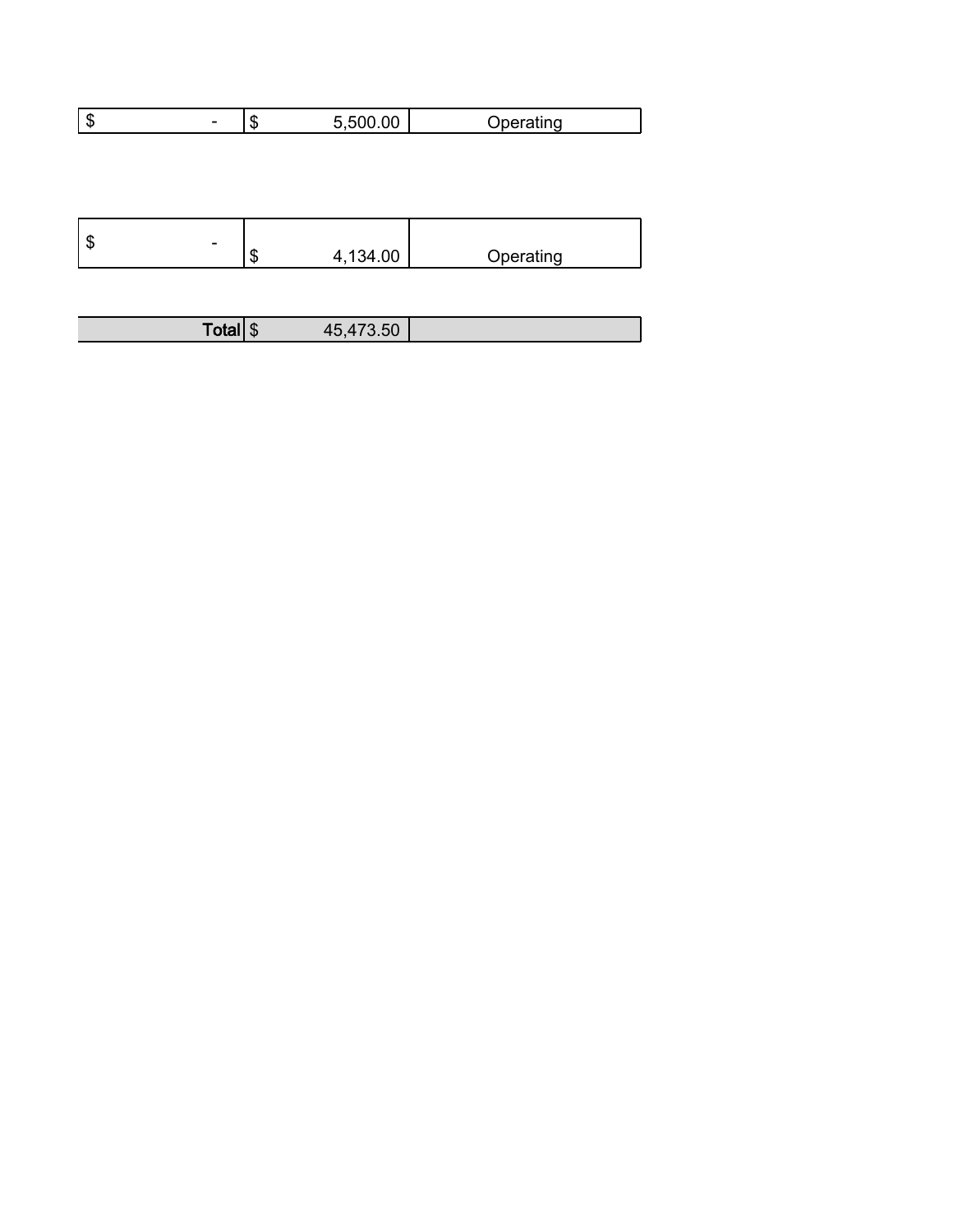| | | |
|---|---|---|
| $ - | $ 5,500.00 | Operating |

| | | |
|---|---|---|
| $ - | $ 4,134.00 | Operating |

| | | |
|---|---|---|
| **Total** | $ 45,473.50 | |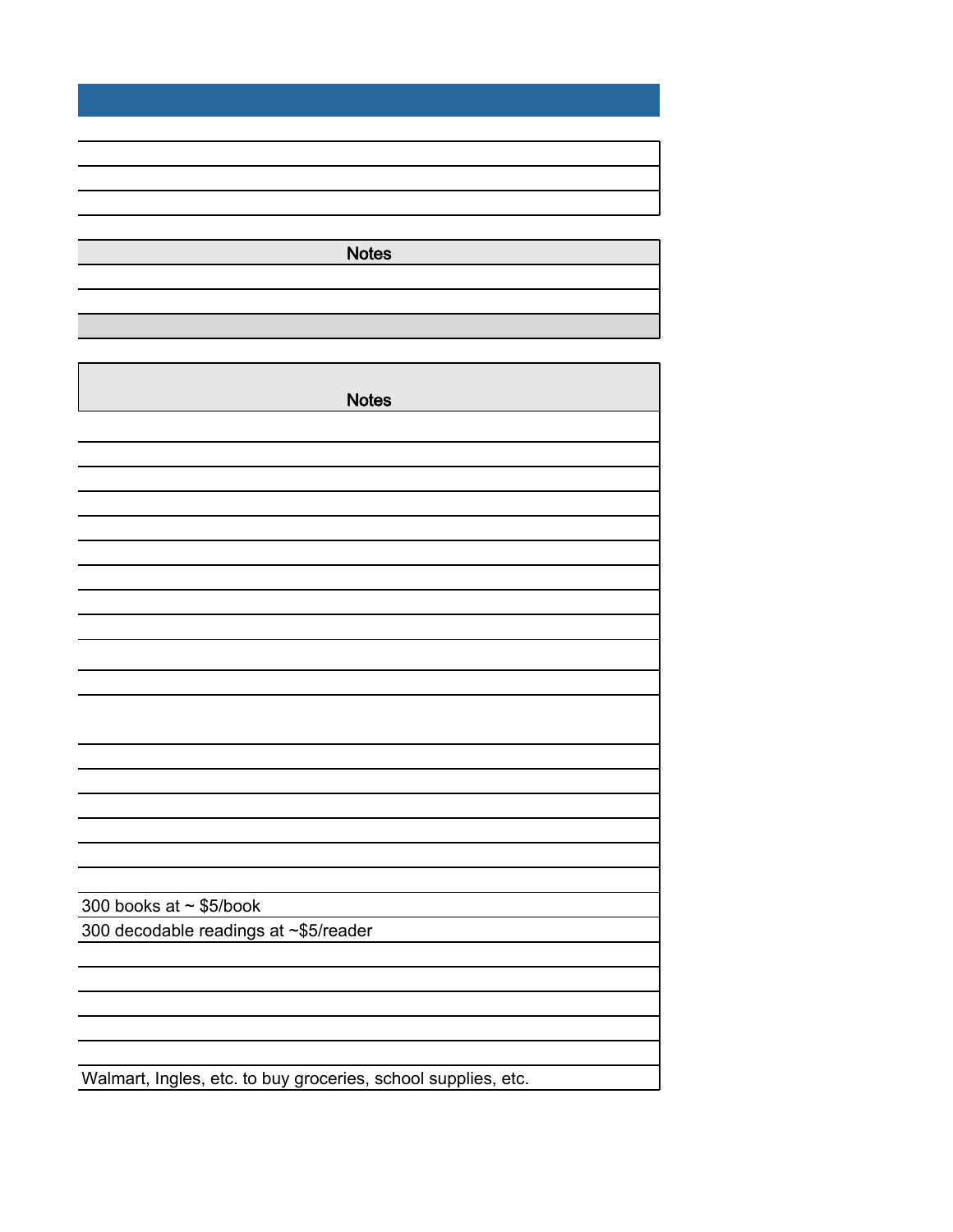| Notes |
| --- |
| |
| |
| |

| Notes |
| --- |
| |
| |
| |
| |
| |
| |
| |
| |
| |
| |
| |
| |
| |
| |
| |
| |
| |
| |
| |
| 300 books at ~ $5/book |
| 300 decodable readings at ~$5/reader |
| |
| |
| |
| |
| |
| Walmart, Ingles, etc. to buy groceries, school supplies, etc. |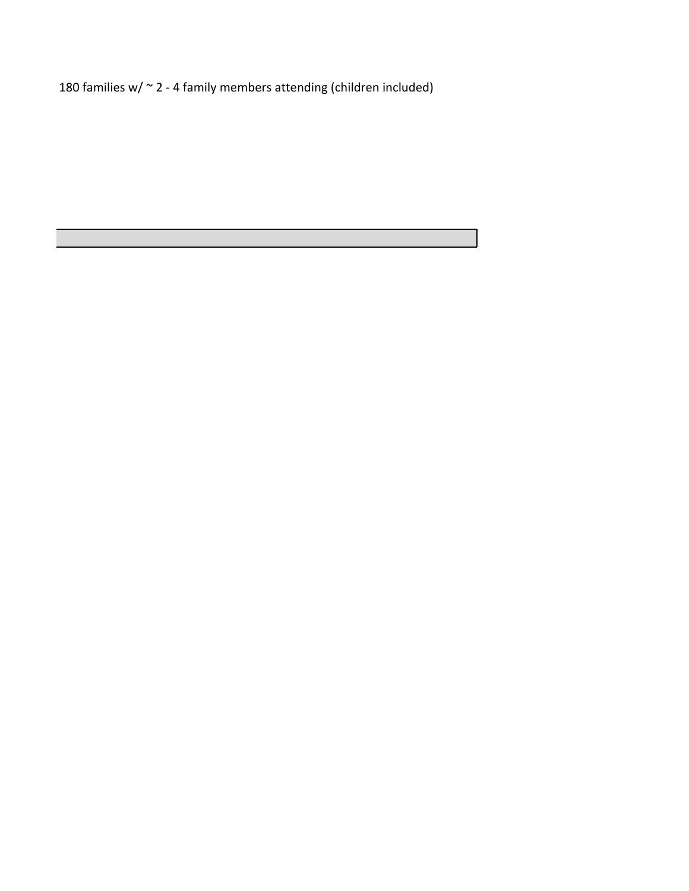180 families w/ ~ 2 - 4 family members attending (children included)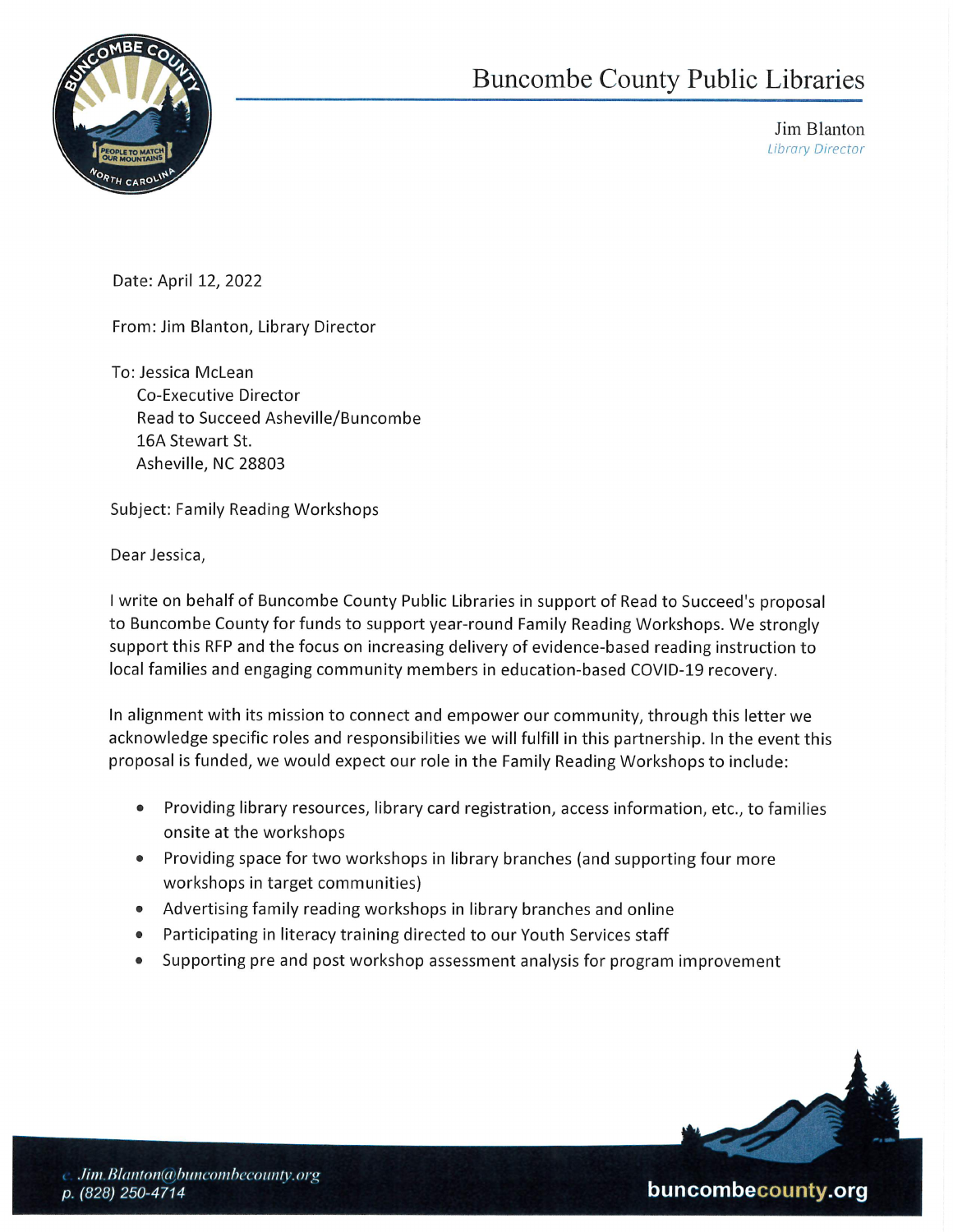# Buncombe County Public Libraries

Jim Blanton
*Library Director*

Date: April 12, 2022

From: Jim Blanton, Library Director

To: Jessica McLean
Co-Executive Director
Read to Succeed Asheville/Buncombe
16A Stewart St.
Asheville, NC 28803

Subject: Family Reading Workshops

Dear Jessica,

I write on behalf of Buncombe County Public Libraries in support of Read to Succeed's proposal to Buncombe County for funds to support year-round Family Reading Workshops. We strongly support this RFP and the focus on increasing delivery of evidence-based reading instruction to local families and engaging community members in education-based COVID-19 recovery.

In alignment with its mission to connect and empower our community, through this letter we acknowledge specific roles and responsibilities we will fulfill in this partnership. In the event this proposal is funded, we would expect our role in the Family Reading Workshops to include:

- Providing library resources, library card registration, access information, etc., to families onsite at the workshops
- Providing space for two workshops in library branches (and supporting four more workshops in target communities)
- Advertising family reading workshops in library branches and online
- Participating in literacy training directed to our Youth Services staff
- Supporting pre and post workshop assessment analysis for program improvement

e. Jim.Blanton@buncombecounty.org
p. (828) 250-4714

buncombecounty.org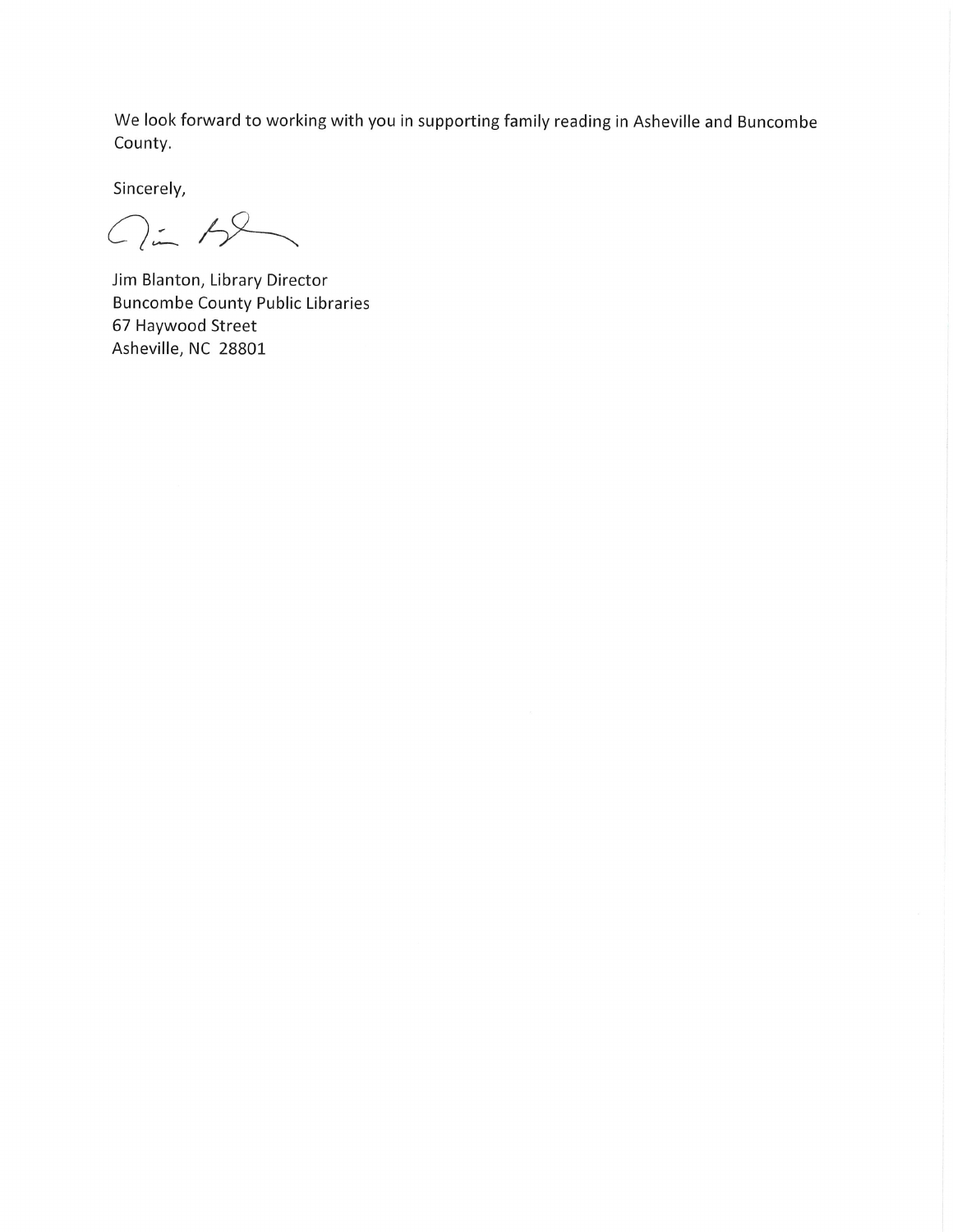We look forward to working with you in supporting family reading in Asheville and Buncombe County.

Sincerely,

Jim Blanton, Library Director
Buncombe County Public Libraries
67 Haywood Street
Asheville, NC 28801